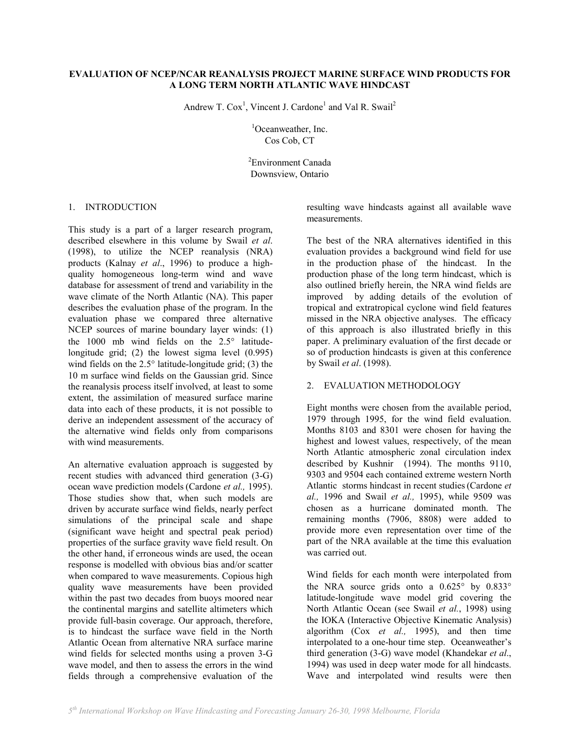# EVALUATION OF NCEP/NCAR REANALYSIS PROJECT MARINE SURFACE WIND PRODUCTS FOR A LONG TERM NORTH ATLANTIC WAVE HINDCAST

Andrew T. Cox[1], Vincent J. Cardone[1] and Val R. Swail[2]

[1]Oceanweather, Inc.
Cos Cob, CT

[2]Environment Canada
Downsview, Ontario

## 1. INTRODUCTION

This study is a part of a larger research program, described elsewhere in this volume by Swail *et al*. (1998), to utilize the NCEP reanalysis (NRA) products (Kalnay *et al*., 1996) to produce a high-quality homogeneous long-term wind and wave database for assessment of trend and variability in the wave climate of the North Atlantic (NA). This paper describes the evaluation phase of the program. In the evaluation phase we compared three alternative NCEP sources of marine boundary layer winds: (1) the 1000 mb wind fields on the 2.5° latitude-longitude grid; (2) the lowest sigma level (0.995) wind fields on the 2.5° latitude-longitude grid; (3) the 10 m surface wind fields on the Gaussian grid. Since the reanalysis process itself involved, at least to some extent, the assimilation of measured surface marine data into each of these products, it is not possible to derive an independent assessment of the accuracy of the alternative wind fields only from comparisons with wind measurements.

An alternative evaluation approach is suggested by recent studies with advanced third generation (3-G) ocean wave prediction models (Cardone *et al.,* 1995). Those studies show that, when such models are driven by accurate surface wind fields, nearly perfect simulations of the principal scale and shape (significant wave height and spectral peak period) properties of the surface gravity wave field result. On the other hand, if erroneous winds are used, the ocean response is modelled with obvious bias and/or scatter when compared to wave measurements. Copious high quality wave measurements have been provided within the past two decades from buoys moored near the continental margins and satellite altimeters which provide full-basin coverage. Our approach, therefore, is to hindcast the surface wave field in the North Atlantic Ocean from alternative NRA surface marine wind fields for selected months using a proven 3-G wave model, and then to assess the errors in the wind fields through a comprehensive evaluation of the resulting wave hindcasts against all available wave measurements.

The best of the NRA alternatives identified in this evaluation provides a background wind field for use in the production phase of the hindcast. In the production phase of the long term hindcast, which is also outlined briefly herein, the NRA wind fields are improved by adding details of the evolution of tropical and extratropical cyclone wind field features missed in the NRA objective analyses. The efficacy of this approach is also illustrated briefly in this paper. A preliminary evaluation of the first decade or so of production hindcasts is given at this conference by Swail *et al*. (1998).

## 2. EVALUATION METHODOLOGY

Eight months were chosen from the available period, 1979 through 1995, for the wind field evaluation. Months 8103 and 8301 were chosen for having the highest and lowest values, respectively, of the mean North Atlantic atmospheric zonal circulation index described by Kushnir (1994). The months 9110, 9303 and 9504 each contained extreme western North Atlantic storms hindcast in recent studies (Cardone *et al.,* 1996 and Swail *et al.,* 1995), while 9509 was chosen as a hurricane dominated month. The remaining months (7906, 8808) were added to provide more even representation over time of the part of the NRA available at the time this evaluation was carried out.

Wind fields for each month were interpolated from the NRA source grids onto a 0.625° by 0.833° latitude-longitude wave model grid covering the North Atlantic Ocean (see Swail *et al.*, 1998) using the IOKA (Interactive Objective Kinematic Analysis) algorithm (Cox *et al.,* 1995), and then time interpolated to a one-hour time step. Oceanweather's third generation (3-G) wave model (Khandekar *et al*., 1994) was used in deep water mode for all hindcasts. Wave and interpolated wind results were then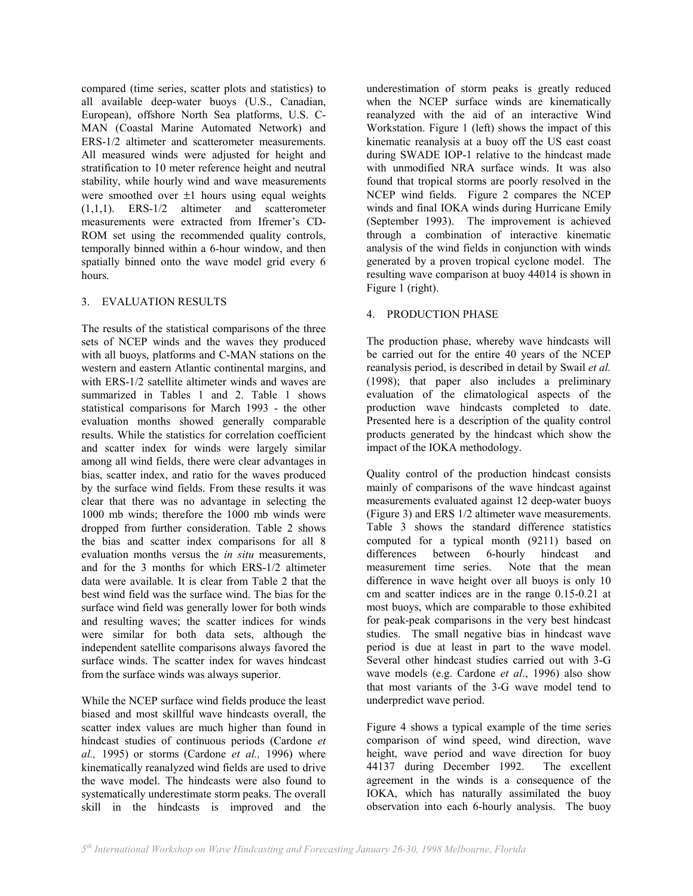compared (time series, scatter plots and statistics) to all available deep-water buoys (U.S., Canadian, European), offshore North Sea platforms, U.S. C-MAN (Coastal Marine Automated Network) and ERS-1/2 altimeter and scatterometer measurements. All measured winds were adjusted for height and stratification to 10 meter reference height and neutral stability, while hourly wind and wave measurements were smoothed over ±1 hours using equal weights (1,1,1). ERS-1/2 altimeter and scatterometer measurements were extracted from Ifremer's CD-ROM set using the recommended quality controls, temporally binned within a 6-hour window, and then spatially binned onto the wave model grid every 6 hours.

## 3. EVALUATION RESULTS

The results of the statistical comparisons of the three sets of NCEP winds and the waves they produced with all buoys, platforms and C-MAN stations on the western and eastern Atlantic continental margins, and with ERS-1/2 satellite altimeter winds and waves are summarized in Tables 1 and 2. Table 1 shows statistical comparisons for March 1993 - the other evaluation months showed generally comparable results. While the statistics for correlation coefficient and scatter index for winds were largely similar among all wind fields, there were clear advantages in bias, scatter index, and ratio for the waves produced by the surface wind fields. From these results it was clear that there was no advantage in selecting the 1000 mb winds; therefore the 1000 mb winds were dropped from further consideration. Table 2 shows the bias and scatter index comparisons for all 8 evaluation months versus the *in situ* measurements, and for the 3 months for which ERS-1/2 altimeter data were available. It is clear from Table 2 that the best wind field was the surface wind. The bias for the surface wind field was generally lower for both winds and resulting waves; the scatter indices for winds were similar for both data sets, although the independent satellite comparisons always favored the surface winds. The scatter index for waves hindcast from the surface winds was always superior.

While the NCEP surface wind fields produce the least biased and most skillful wave hindcasts overall, the scatter index values are much higher than found in hindcast studies of continuous periods (Cardone *et al.,* 1995) or storms (Cardone *et al.,* 1996) where kinematically reanalyzed wind fields are used to drive the wave model. The hindcasts were also found to systematically underestimate storm peaks. The overall skill in the hindcasts is improved and the underestimation of storm peaks is greatly reduced when the NCEP surface winds are kinematically reanalyzed with the aid of an interactive Wind Workstation. Figure 1 (left) shows the impact of this kinematic reanalysis at a buoy off the US east coast during SWADE IOP-1 relative to the hindcast made with unmodified NRA surface winds. It was also found that tropical storms are poorly resolved in the NCEP wind fields. Figure 2 compares the NCEP winds and final IOKA winds during Hurricane Emily (September 1993). The improvement is achieved through a combination of interactive kinematic analysis of the wind fields in conjunction with winds generated by a proven tropical cyclone model. The resulting wave comparison at buoy 44014 is shown in Figure 1 (right).

## 4. PRODUCTION PHASE

The production phase, whereby wave hindcasts will be carried out for the entire 40 years of the NCEP reanalysis period, is described in detail by Swail *et al.* (1998); that paper also includes a preliminary evaluation of the climatological aspects of the production wave hindcasts completed to date. Presented here is a description of the quality control products generated by the hindcast which show the impact of the IOKA methodology.

Quality control of the production hindcast consists mainly of comparisons of the wave hindcast against measurements evaluated against 12 deep-water buoys (Figure 3) and ERS 1/2 altimeter wave measurements. Table 3 shows the standard difference statistics computed for a typical month (9211) based on differences between 6-hourly hindcast and measurement time series. Note that the mean difference in wave height over all buoys is only 10 cm and scatter indices are in the range 0.15-0.21 at most buoys, which are comparable to those exhibited for peak-peak comparisons in the very best hindcast studies. The small negative bias in hindcast wave period is due at least in part to the wave model. Several other hindcast studies carried out with 3-G wave models (e.g. Cardone *et al*., 1996) also show that most variants of the 3-G wave model tend to underpredict wave period.

Figure 4 shows a typical example of the time series comparison of wind speed, wind direction, wave height, wave period and wave direction for buoy 44137 during December 1992. The excellent agreement in the winds is a consequence of the IOKA, which has naturally assimilated the buoy observation into each 6-hourly analysis. The buoy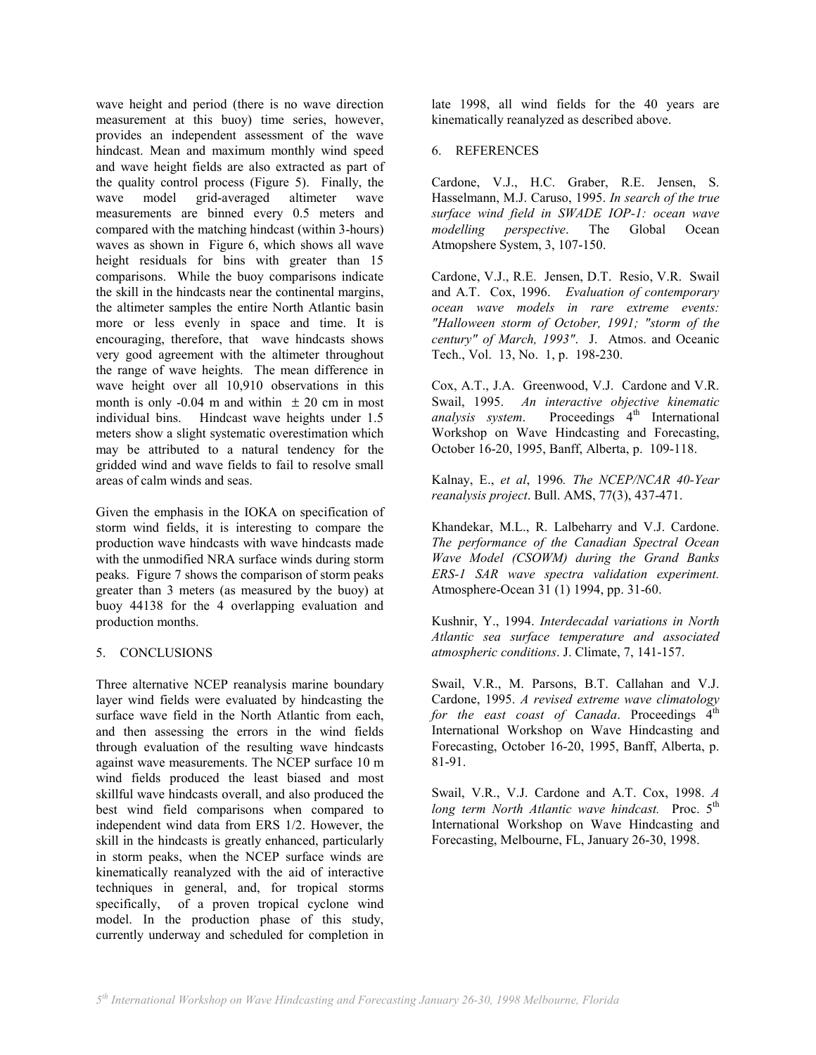wave height and period (there is no wave direction measurement at this buoy) time series, however, provides an independent assessment of the wave hindcast. Mean and maximum monthly wind speed and wave height fields are also extracted as part of the quality control process (Figure 5). Finally, the wave model grid-averaged altimeter wave measurements are binned every 0.5 meters and compared with the matching hindcast (within 3-hours) waves as shown in Figure 6, which shows all wave height residuals for bins with greater than 15 comparisons. While the buoy comparisons indicate the skill in the hindcasts near the continental margins, the altimeter samples the entire North Atlantic basin more or less evenly in space and time. It is encouraging, therefore, that wave hindcasts shows very good agreement with the altimeter throughout the range of wave heights. The mean difference in wave height over all 10,910 observations in this month is only -0.04 m and within ± 20 cm in most individual bins. Hindcast wave heights under 1.5 meters show a slight systematic overestimation which may be attributed to a natural tendency for the gridded wind and wave fields to fail to resolve small areas of calm winds and seas.

Given the emphasis in the IOKA on specification of storm wind fields, it is interesting to compare the production wave hindcasts with wave hindcasts made with the unmodified NRA surface winds during storm peaks. Figure 7 shows the comparison of storm peaks greater than 3 meters (as measured by the buoy) at buoy 44138 for the 4 overlapping evaluation and production months.

## 5. CONCLUSIONS

Three alternative NCEP reanalysis marine boundary layer wind fields were evaluated by hindcasting the surface wave field in the North Atlantic from each, and then assessing the errors in the wind fields through evaluation of the resulting wave hindcasts against wave measurements. The NCEP surface 10 m wind fields produced the least biased and most skillful wave hindcasts overall, and also produced the best wind field comparisons when compared to independent wind data from ERS 1/2. However, the skill in the hindcasts is greatly enhanced, particularly in storm peaks, when the NCEP surface winds are kinematically reanalyzed with the aid of interactive techniques in general, and, for tropical storms specifically, of a proven tropical cyclone wind model. In the production phase of this study, currently underway and scheduled for completion in late 1998, all wind fields for the 40 years are kinematically reanalyzed as described above.

## 6. REFERENCES

Cardone, V.J., H.C. Graber, R.E. Jensen, S. Hasselmann, M.J. Caruso, 1995. *In search of the true surface wind field in SWADE IOP-1: ocean wave modelling perspective*. The Global Ocean Atmopshere System, 3, 107-150.

Cardone, V.J., R.E. Jensen, D.T. Resio, V.R. Swail and A.T. Cox, 1996. *Evaluation of contemporary ocean wave models in rare extreme events: "Halloween storm of October, 1991; "storm of the century" of March, 1993"*. J. Atmos. and Oceanic Tech., Vol. 13, No. 1, p. 198-230.

Cox, A.T., J.A. Greenwood, V.J. Cardone and V.R. Swail, 1995. *An interactive objective kinematic analysis system*. Proceedings 4th International Workshop on Wave Hindcasting and Forecasting, October 16-20, 1995, Banff, Alberta, p. 109-118.

Kalnay, E., *et al*, 1996. *The NCEP/NCAR 40-Year reanalysis project*. Bull. AMS, 77(3), 437-471.

Khandekar, M.L., R. Lalbeharry and V.J. Cardone. *The performance of the Canadian Spectral Ocean Wave Model (CSOWM) during the Grand Banks ERS-1 SAR wave spectra validation experiment.* Atmosphere-Ocean 31 (1) 1994, pp. 31-60.

Kushnir, Y., 1994. *Interdecadal variations in North Atlantic sea surface temperature and associated atmospheric conditions*. J. Climate, 7, 141-157.

Swail, V.R., M. Parsons, B.T. Callahan and V.J. Cardone, 1995. *A revised extreme wave climatology for the east coast of Canada*. Proceedings 4th International Workshop on Wave Hindcasting and Forecasting, October 16-20, 1995, Banff, Alberta, p. 81-91.

Swail, V.R., V.J. Cardone and A.T. Cox, 1998. *A long term North Atlantic wave hindcast.* Proc. 5th International Workshop on Wave Hindcasting and Forecasting, Melbourne, FL, January 26-30, 1998.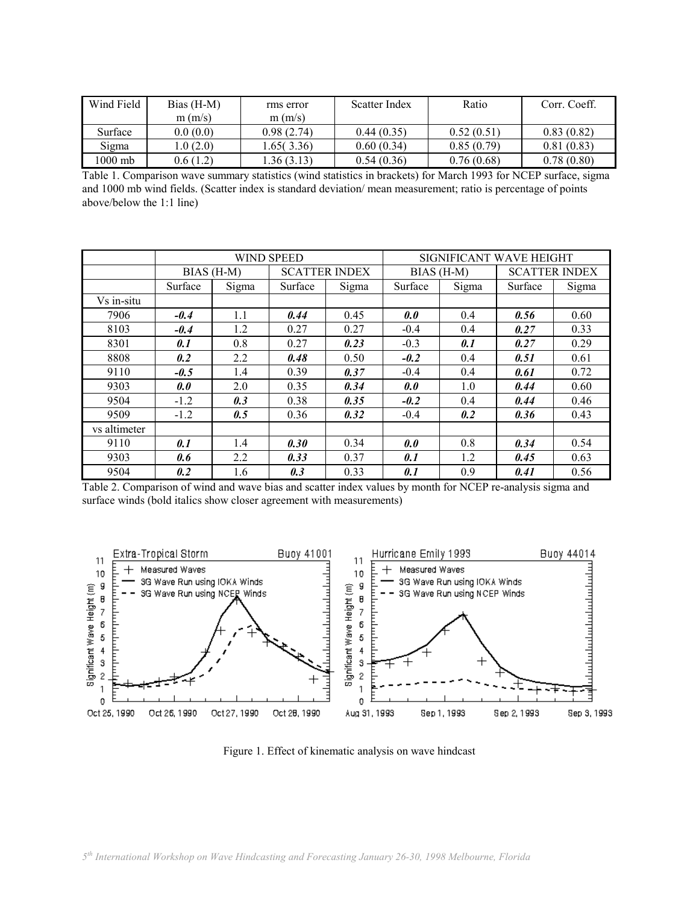| Wind Field | Bias (H-M) m (m/s) | rms error m (m/s) | Scatter Index | Ratio | Corr. Coeff. |
|---|---|---|---|---|---|
| Surface | 0.0 (0.0) | 0.98 (2.74) | 0.44 (0.35) | 0.52 (0.51) | 0.83 (0.82) |
| Sigma | 1.0 (2.0) | 1.65( 3.36) | 0.60 (0.34) | 0.85 (0.79) | 0.81 (0.83) |
| 1000 mb | 0.6 (1.2) | 1.36 (3.13) | 0.54 (0.36) | 0.76 (0.68) | 0.78 (0.80) |

Table 1. Comparison wave summary statistics (wind statistics in brackets) for March 1993 for NCEP surface, sigma and 1000 mb wind fields. (Scatter index is standard deviation/ mean measurement; ratio is percentage of points above/below the 1:1 line)

| | WIND SPEED | | | | SIGNIFICANT WAVE HEIGHT | | | |
|---|---|---|---|---|---|---|---|---|
| | BIAS (H-M) | | SCATTER INDEX | | BIAS (H-M) | | SCATTER INDEX | |
| | Surface | Sigma | Surface | Sigma | Surface | Sigma | Surface | Sigma |
| Vs in-situ | | | | | | | | |
| 7906 | ***-0.4*** | 1.1 | ***0.44*** | 0.45 | ***0.0*** | 0.4 | ***0.56*** | 0.60 |
| 8103 | ***-0.4*** | 1.2 | 0.27 | 0.27 | -0.4 | 0.4 | ***0.27*** | 0.33 |
| 8301 | ***0.1*** | 0.8 | 0.27 | ***0.23*** | -0.3 | ***0.1*** | ***0.27*** | 0.29 |
| 8808 | ***0.2*** | 2.2 | ***0.48*** | 0.50 | ***-0.2*** | 0.4 | ***0.51*** | 0.61 |
| 9110 | ***-0.5*** | 1.4 | 0.39 | ***0.37*** | -0.4 | 0.4 | ***0.61*** | 0.72 |
| 9303 | ***0.0*** | 2.0 | 0.35 | ***0.34*** | ***0.0*** | 1.0 | ***0.44*** | 0.60 |
| 9504 | -1.2 | ***0.3*** | 0.38 | ***0.35*** | ***-0.2*** | 0.4 | ***0.44*** | 0.46 |
| 9509 | -1.2 | ***0.5*** | 0.36 | ***0.32*** | -0.4 | ***0.2*** | ***0.36*** | 0.43 |
| vs altimeter | | | | | | | | |
| 9110 | ***0.1*** | 1.4 | ***0.30*** | 0.34 | ***0.0*** | 0.8 | ***0.34*** | 0.54 |
| 9303 | ***0.6*** | 2.2 | ***0.33*** | 0.37 | ***0.1*** | 1.2 | ***0.45*** | 0.63 |
| 9504 | ***0.2*** | 1.6 | ***0.3*** | 0.33 | ***0.1*** | 0.9 | ***0.41*** | 0.56 |

Table 2. Comparison of wind and wave bias and scatter index values by month for NCEP re-analysis sigma and surface winds (bold italics show closer agreement with measurements)

Figure 1. Effect of kinematic analysis on wave hindcast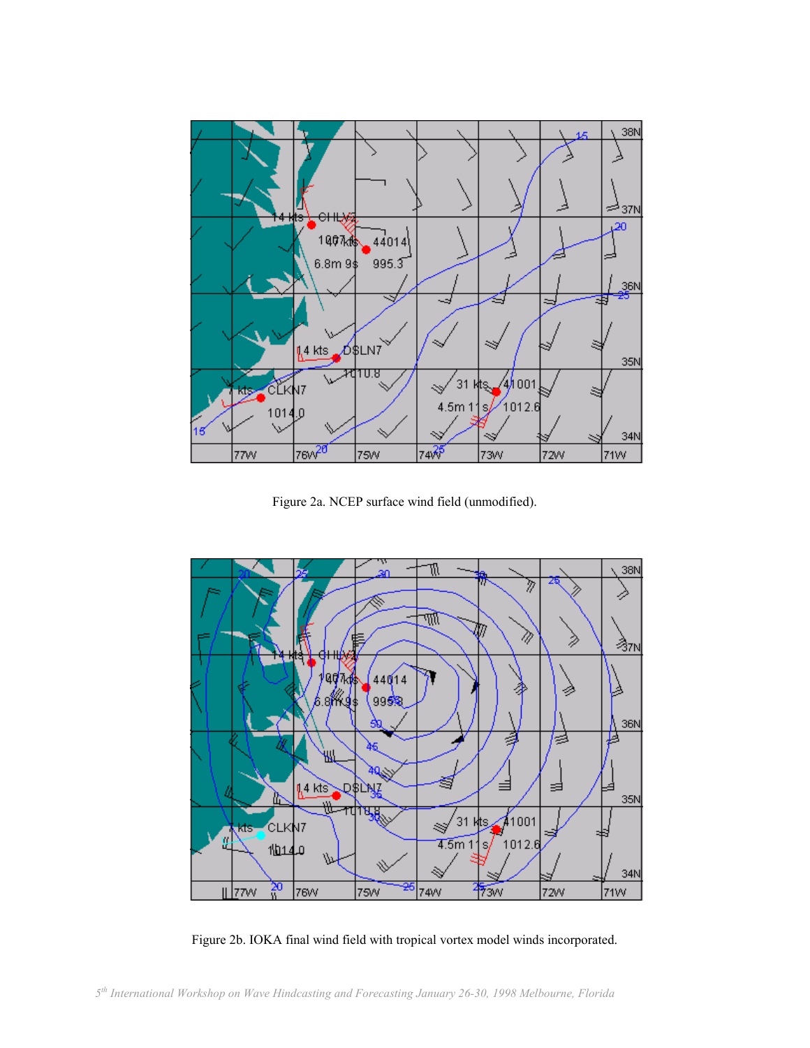Figure 2a. NCEP surface wind field (unmodified).

Figure 2b. IOKA final wind field with tropical vortex model winds incorporated.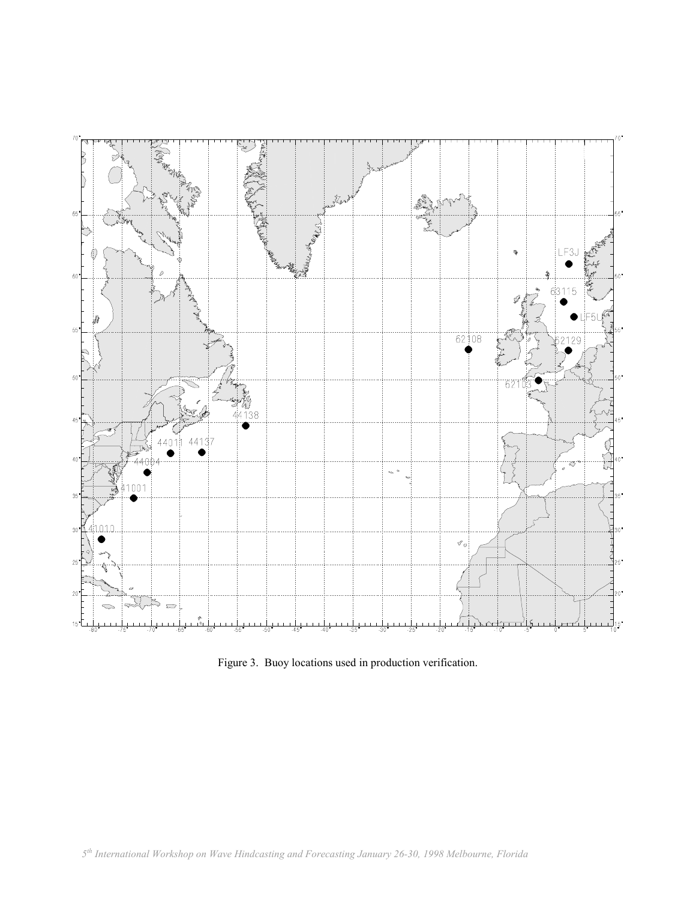Figure 3. Buoy locations used in production verification.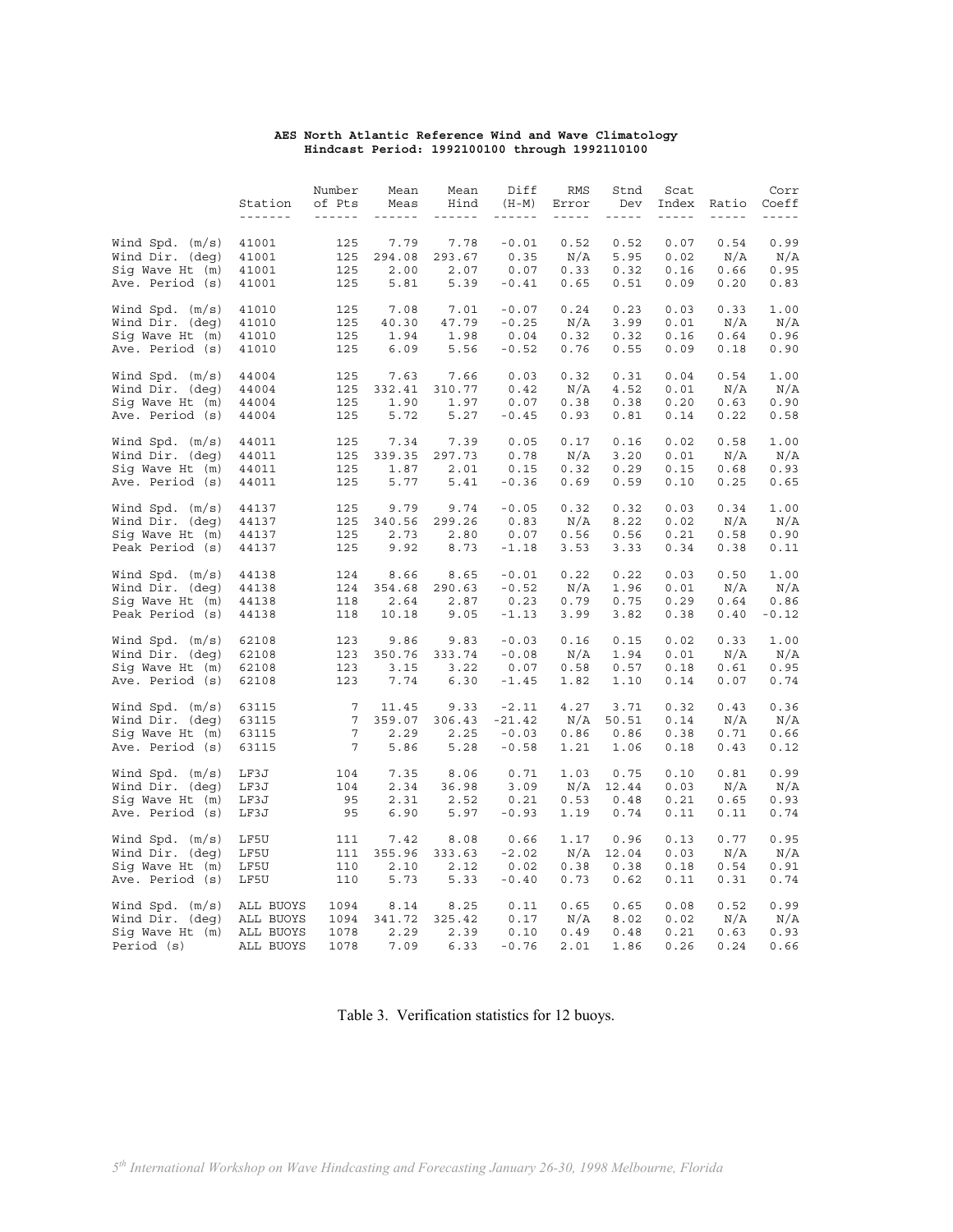**AES North Atlantic Reference Wind and Wave Climatology**
**Hindcast Period: 1992100100 through 1992110100**

| | Station | Number of Pts | Mean Meas | Mean Hind | Diff (H-M) | RMS Error | Stnd Dev | Scat Index | Ratio | Corr Coeff |
|---|---|---|---|---|---|---|---|---|---|---|
| Wind Spd. (m/s) | 41001 | 125 | 7.79 | 7.78 | -0.01 | 0.52 | 0.52 | 0.07 | 0.54 | 0.99 |
| Wind Dir. (deg) | 41001 | 125 | 294.08 | 293.67 | 0.35 | N/A | 5.95 | 0.02 | N/A | N/A |
| Sig Wave Ht (m) | 41001 | 125 | 2.00 | 2.07 | 0.07 | 0.33 | 0.32 | 0.16 | 0.66 | 0.95 |
| Ave. Period (s) | 41001 | 125 | 5.81 | 5.39 | -0.41 | 0.65 | 0.51 | 0.09 | 0.20 | 0.83 |
| Wind Spd. (m/s) | 41010 | 125 | 7.08 | 7.01 | -0.07 | 0.24 | 0.23 | 0.03 | 0.33 | 1.00 |
| Wind Dir. (deg) | 41010 | 125 | 40.30 | 47.79 | -0.25 | N/A | 3.99 | 0.01 | N/A | N/A |
| Sig Wave Ht (m) | 41010 | 125 | 1.94 | 1.98 | 0.04 | 0.32 | 0.32 | 0.16 | 0.64 | 0.96 |
| Ave. Period (s) | 41010 | 125 | 6.09 | 5.56 | -0.52 | 0.76 | 0.55 | 0.09 | 0.18 | 0.90 |
| Wind Spd. (m/s) | 44004 | 125 | 7.63 | 7.66 | 0.03 | 0.32 | 0.31 | 0.04 | 0.54 | 1.00 |
| Wind Dir. (deg) | 44004 | 125 | 332.41 | 310.77 | 0.42 | N/A | 4.52 | 0.01 | N/A | N/A |
| Sig Wave Ht (m) | 44004 | 125 | 1.90 | 1.97 | 0.07 | 0.38 | 0.38 | 0.20 | 0.63 | 0.90 |
| Ave. Period (s) | 44004 | 125 | 5.72 | 5.27 | -0.45 | 0.93 | 0.81 | 0.14 | 0.22 | 0.58 |
| Wind Spd. (m/s) | 44011 | 125 | 7.34 | 7.39 | 0.05 | 0.17 | 0.16 | 0.02 | 0.58 | 1.00 |
| Wind Dir. (deg) | 44011 | 125 | 339.35 | 297.73 | 0.78 | N/A | 3.20 | 0.01 | N/A | N/A |
| Sig Wave Ht (m) | 44011 | 125 | 1.87 | 2.01 | 0.15 | 0.32 | 0.29 | 0.15 | 0.68 | 0.93 |
| Ave. Period (s) | 44011 | 125 | 5.77 | 5.41 | -0.36 | 0.69 | 0.59 | 0.10 | 0.25 | 0.65 |
| Wind Spd. (m/s) | 44137 | 125 | 9.79 | 9.74 | -0.05 | 0.32 | 0.32 | 0.03 | 0.34 | 1.00 |
| Wind Dir. (deg) | 44137 | 125 | 340.56 | 299.26 | 0.83 | N/A | 8.22 | 0.02 | N/A | N/A |
| Sig Wave Ht (m) | 44137 | 125 | 2.73 | 2.80 | 0.07 | 0.56 | 0.56 | 0.21 | 0.58 | 0.90 |
| Peak Period (s) | 44137 | 125 | 9.92 | 8.73 | -1.18 | 3.53 | 3.33 | 0.34 | 0.38 | 0.11 |
| Wind Spd. (m/s) | 44138 | 124 | 8.66 | 8.65 | -0.01 | 0.22 | 0.22 | 0.03 | 0.50 | 1.00 |
| Wind Dir. (deg) | 44138 | 124 | 354.68 | 290.63 | -0.52 | N/A | 1.96 | 0.01 | N/A | N/A |
| Sig Wave Ht (m) | 44138 | 118 | 2.64 | 2.87 | 0.23 | 0.79 | 0.75 | 0.29 | 0.64 | 0.86 |
| Peak Period (s) | 44138 | 118 | 10.18 | 9.05 | -1.13 | 3.99 | 3.82 | 0.38 | 0.40 | -0.12 |
| Wind Spd. (m/s) | 62108 | 123 | 9.86 | 9.83 | -0.03 | 0.16 | 0.15 | 0.02 | 0.33 | 1.00 |
| Wind Dir. (deg) | 62108 | 123 | 350.76 | 333.74 | -0.08 | N/A | 1.94 | 0.01 | N/A | N/A |
| Sig Wave Ht (m) | 62108 | 123 | 3.15 | 3.22 | 0.07 | 0.58 | 0.57 | 0.18 | 0.61 | 0.95 |
| Ave. Period (s) | 62108 | 123 | 7.74 | 6.30 | -1.45 | 1.82 | 1.10 | 0.14 | 0.07 | 0.74 |
| Wind Spd. (m/s) | 63115 | 7 | 11.45 | 9.33 | -2.11 | 4.27 | 3.71 | 0.32 | 0.43 | 0.36 |
| Wind Dir. (deg) | 63115 | 7 | 359.07 | 306.43 | -21.42 | N/A | 50.51 | 0.14 | N/A | N/A |
| Sig Wave Ht (m) | 63115 | 7 | 2.29 | 2.25 | -0.03 | 0.86 | 0.86 | 0.38 | 0.71 | 0.66 |
| Ave. Period (s) | 63115 | 7 | 5.86 | 5.28 | -0.58 | 1.21 | 1.06 | 0.18 | 0.43 | 0.12 |
| Wind Spd. (m/s) | LF3J | 104 | 7.35 | 8.06 | 0.71 | 1.03 | 0.75 | 0.10 | 0.81 | 0.99 |
| Wind Dir. (deg) | LF3J | 104 | 2.34 | 36.98 | 3.09 | N/A | 12.44 | 0.03 | N/A | N/A |
| Sig Wave Ht (m) | LF3J | 95 | 2.31 | 2.52 | 0.21 | 0.53 | 0.48 | 0.21 | 0.65 | 0.93 |
| Ave. Period (s) | LF3J | 95 | 6.90 | 5.97 | -0.93 | 1.19 | 0.74 | 0.11 | 0.11 | 0.74 |
| Wind Spd. (m/s) | LF5U | 111 | 7.42 | 8.08 | 0.66 | 1.17 | 0.96 | 0.13 | 0.77 | 0.95 |
| Wind Dir. (deg) | LF5U | 111 | 355.96 | 333.63 | -2.02 | N/A | 12.04 | 0.03 | N/A | N/A |
| Sig Wave Ht (m) | LF5U | 110 | 2.10 | 2.12 | 0.02 | 0.38 | 0.38 | 0.18 | 0.54 | 0.91 |
| Ave. Period (s) | LF5U | 110 | 5.73 | 5.33 | -0.40 | 0.73 | 0.62 | 0.11 | 0.31 | 0.74 |
| Wind Spd. (m/s) | ALL BUOYS | 1094 | 8.14 | 8.25 | 0.11 | 0.65 | 0.65 | 0.08 | 0.52 | 0.99 |
| Wind Dir. (deg) | ALL BUOYS | 1094 | 341.72 | 325.42 | 0.17 | N/A | 8.02 | 0.02 | N/A | N/A |
| Sig Wave Ht (m) | ALL BUOYS | 1078 | 2.29 | 2.39 | 0.10 | 0.49 | 0.48 | 0.21 | 0.63 | 0.93 |
| Period (s) | ALL BUOYS | 1078 | 7.09 | 6.33 | -0.76 | 2.01 | 1.86 | 0.26 | 0.24 | 0.66 |

Table 3. Verification statistics for 12 buoys.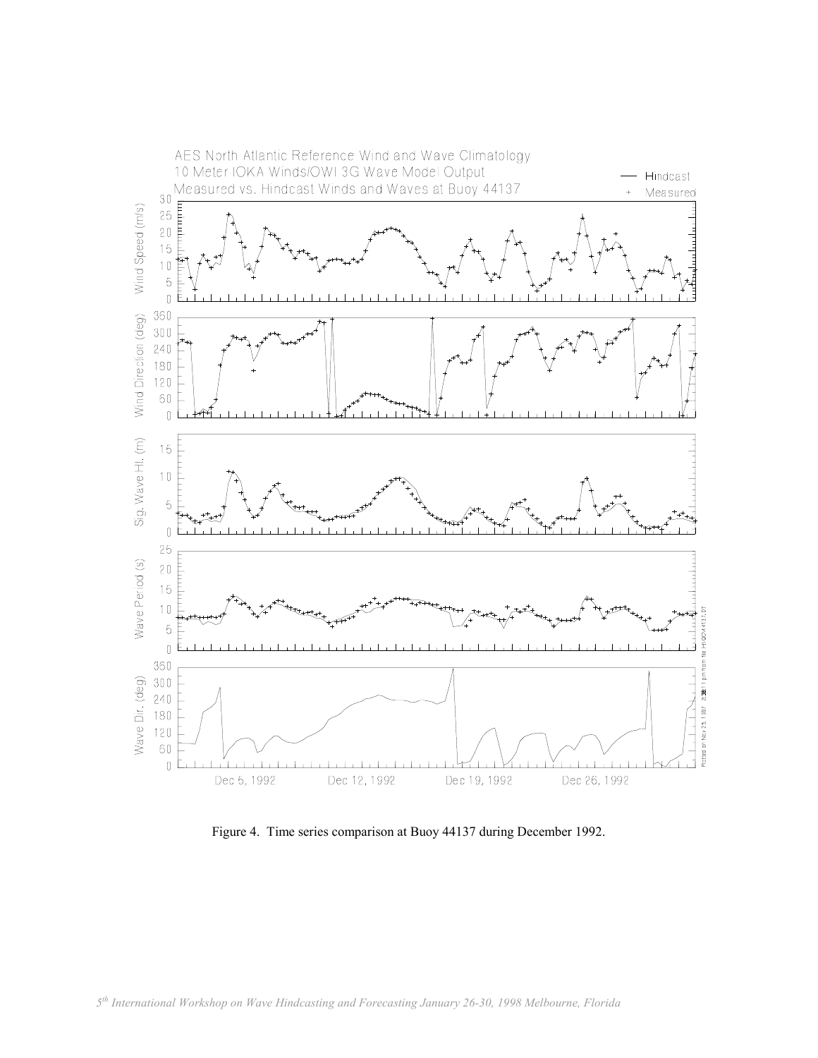Figure 4. Time series comparison at Buoy 44137 during December 1992.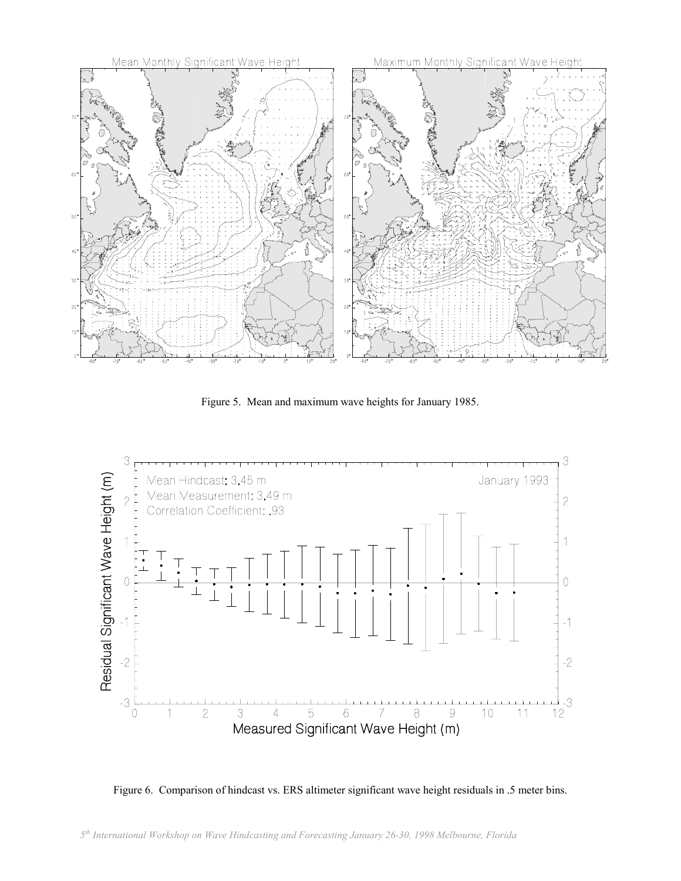Figure 5. Mean and maximum wave heights for January 1985.

Figure 6. Comparison of hindcast vs. ERS altimeter significant wave height residuals in .5 meter bins.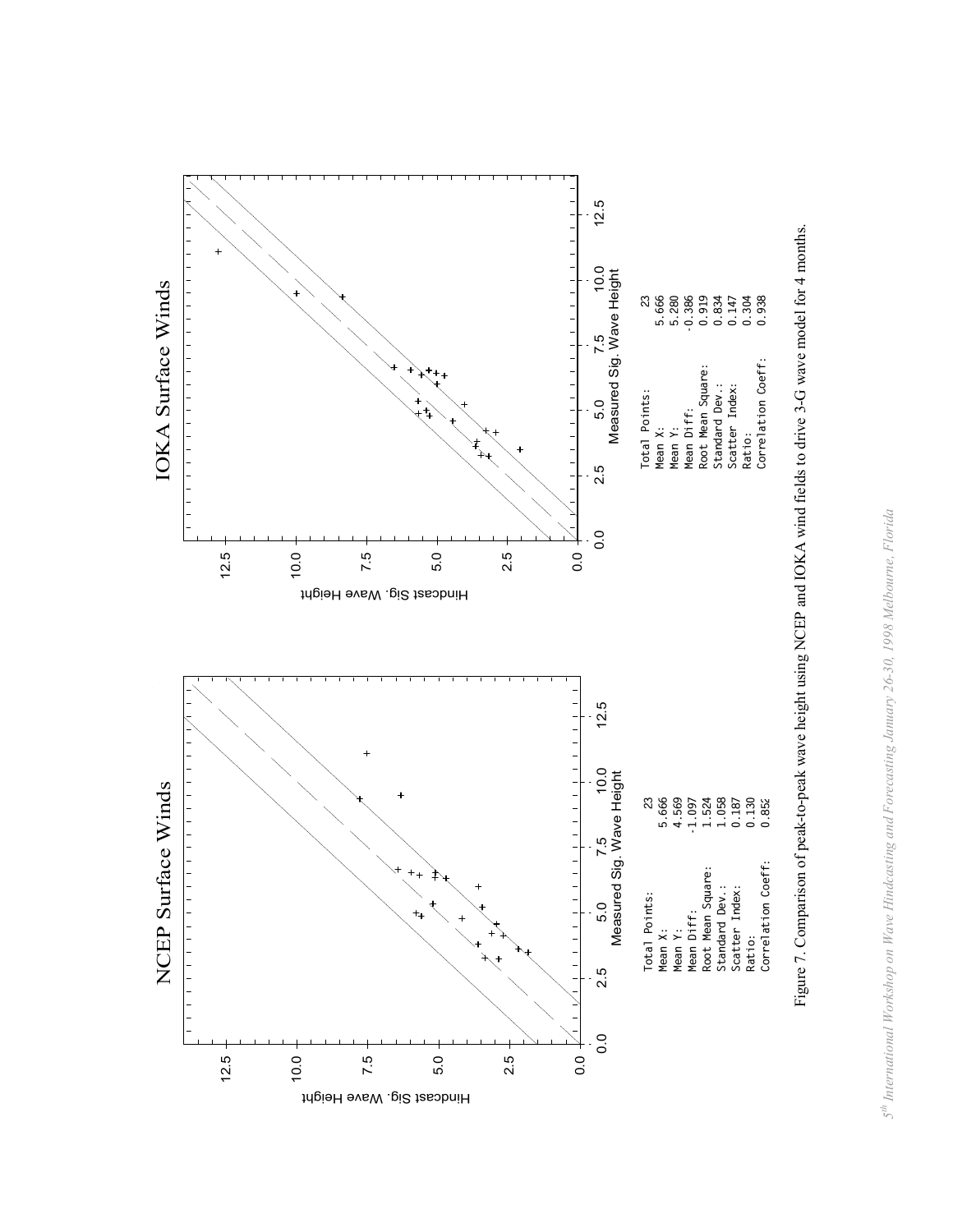NCEP Surface Winds

Hindcast Sig. Wave Height

Measured Sig. Wave Height

0.0
2.5
5.0
7.5
10.0
12.5

Total Points: 23
Mean X: 5.666
Mean Y: 4.569
Mean Diff: -1.097
Root Mean Square: 1.524
Standard Dev.: 1.058
Scatter Index: 0.187
Ratio: 0.130
Correlation Coeff: 0.852

IOKA Surface Winds

Hindcast Sig. Wave Height

Measured Sig. Wave Height

0.0
2.5
5.0
7.5
10.0
12.5

Total Points: 23
Mean X: 5.666
Mean Y: 5.280
Mean Diff: -0.386
Root Mean Square: 0.919
Standard Dev.: 0.834
Scatter Index: 0.147
Ratio: 0.304
Correlation Coeff: 0.938

Figure 7. Comparison of peak-to-peak wave height using NCEP and IOKA wind fields to drive 3-G wave model for 4 months.